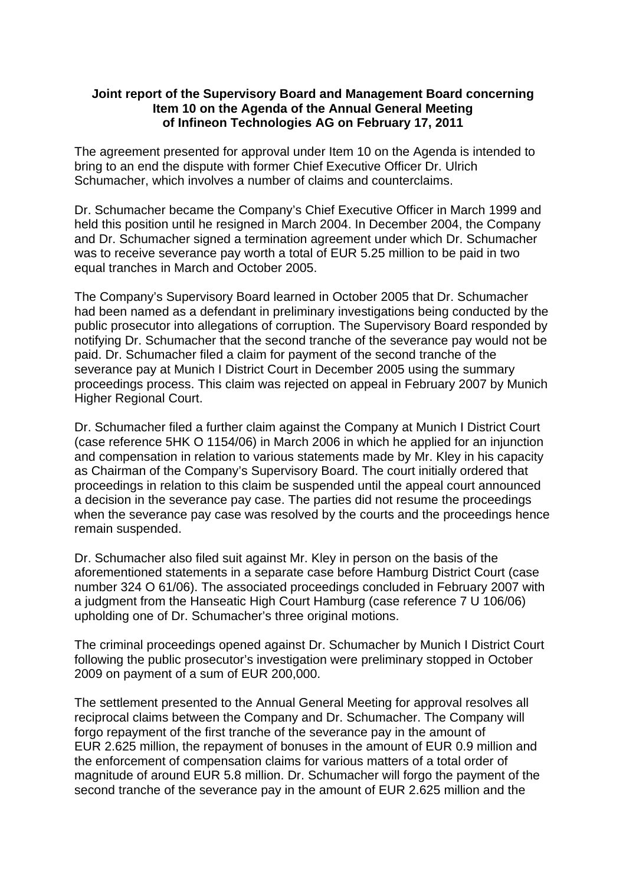**Joint report of the Supervisory Board and Management Board concerning Item 10 on the Agenda of the Annual General Meeting of Infineon Technologies AG on February 17, 2011**

The agreement presented for approval under Item 10 on the Agenda is intended to bring to an end the dispute with former Chief Executive Officer Dr. Ulrich Schumacher, which involves a number of claims and counterclaims.

Dr. Schumacher became the Company's Chief Executive Officer in March 1999 and held this position until he resigned in March 2004. In December 2004, the Company and Dr. Schumacher signed a termination agreement under which Dr. Schumacher was to receive severance pay worth a total of EUR 5.25 million to be paid in two equal tranches in March and October 2005.

The Company's Supervisory Board learned in October 2005 that Dr. Schumacher had been named as a defendant in preliminary investigations being conducted by the public prosecutor into allegations of corruption. The Supervisory Board responded by notifying Dr. Schumacher that the second tranche of the severance pay would not be paid. Dr. Schumacher filed a claim for payment of the second tranche of the severance pay at Munich I District Court in December 2005 using the summary proceedings process. This claim was rejected on appeal in February 2007 by Munich Higher Regional Court.

Dr. Schumacher filed a further claim against the Company at Munich I District Court (case reference 5HK O 1154/06) in March 2006 in which he applied for an injunction and compensation in relation to various statements made by Mr. Kley in his capacity as Chairman of the Company's Supervisory Board. The court initially ordered that proceedings in relation to this claim be suspended until the appeal court announced a decision in the severance pay case. The parties did not resume the proceedings when the severance pay case was resolved by the courts and the proceedings hence remain suspended.

Dr. Schumacher also filed suit against Mr. Kley in person on the basis of the aforementioned statements in a separate case before Hamburg District Court (case number 324 O 61/06). The associated proceedings concluded in February 2007 with a judgment from the Hanseatic High Court Hamburg (case reference 7 U 106/06) upholding one of Dr. Schumacher's three original motions.

The criminal proceedings opened against Dr. Schumacher by Munich I District Court following the public prosecutor's investigation were preliminary stopped in October 2009 on payment of a sum of EUR 200,000.

The settlement presented to the Annual General Meeting for approval resolves all reciprocal claims between the Company and Dr. Schumacher. The Company will forgo repayment of the first tranche of the severance pay in the amount of EUR 2.625 million, the repayment of bonuses in the amount of EUR 0.9 million and the enforcement of compensation claims for various matters of a total order of magnitude of around EUR 5.8 million. Dr. Schumacher will forgo the payment of the second tranche of the severance pay in the amount of EUR 2.625 million and the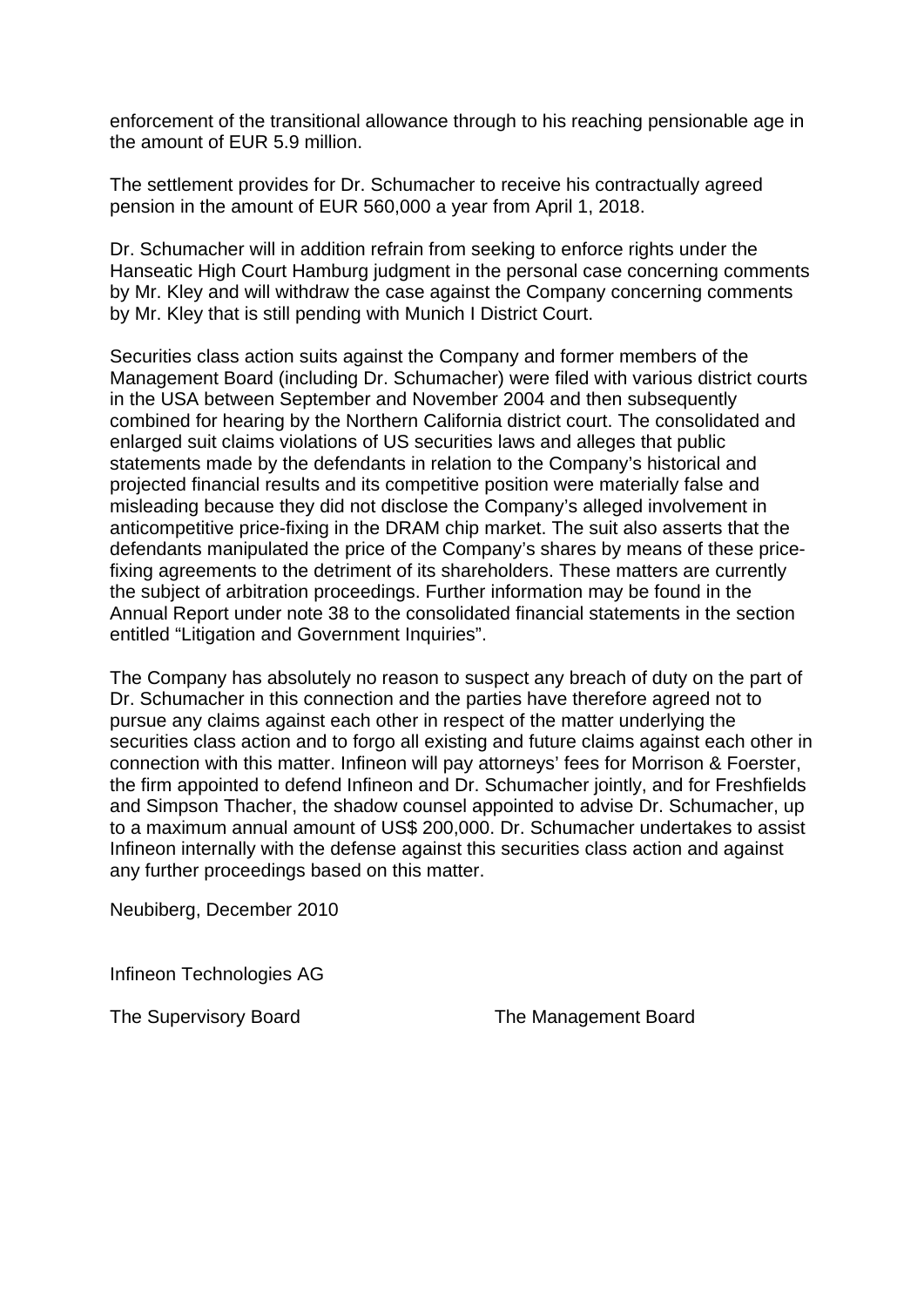enforcement of the transitional allowance through to his reaching pensionable age in the amount of EUR 5.9 million.

The settlement provides for Dr. Schumacher to receive his contractually agreed pension in the amount of EUR 560,000 a year from April 1, 2018.

Dr. Schumacher will in addition refrain from seeking to enforce rights under the Hanseatic High Court Hamburg judgment in the personal case concerning comments by Mr. Kley and will withdraw the case against the Company concerning comments by Mr. Kley that is still pending with Munich I District Court.

Securities class action suits against the Company and former members of the Management Board (including Dr. Schumacher) were filed with various district courts in the USA between September and November 2004 and then subsequently combined for hearing by the Northern California district court. The consolidated and enlarged suit claims violations of US securities laws and alleges that public statements made by the defendants in relation to the Company's historical and projected financial results and its competitive position were materially false and misleading because they did not disclose the Company's alleged involvement in anticompetitive price-fixing in the DRAM chip market. The suit also asserts that the defendants manipulated the price of the Company's shares by means of these price-fixing agreements to the detriment of its shareholders. These matters are currently the subject of arbitration proceedings. Further information may be found in the Annual Report under note 38 to the consolidated financial statements in the section entitled "Litigation and Government Inquiries".

The Company has absolutely no reason to suspect any breach of duty on the part of Dr. Schumacher in this connection and the parties have therefore agreed not to pursue any claims against each other in respect of the matter underlying the securities class action and to forgo all existing and future claims against each other in connection with this matter. Infineon will pay attorneys' fees for Morrison & Foerster, the firm appointed to defend Infineon and Dr. Schumacher jointly, and for Freshfields and Simpson Thacher, the shadow counsel appointed to advise Dr. Schumacher, up to a maximum annual amount of US$ 200,000. Dr. Schumacher undertakes to assist Infineon internally with the defense against this securities class action and against any further proceedings based on this matter.

Neubiberg, December 2010

Infineon Technologies AG

The Supervisory Board The Management Board